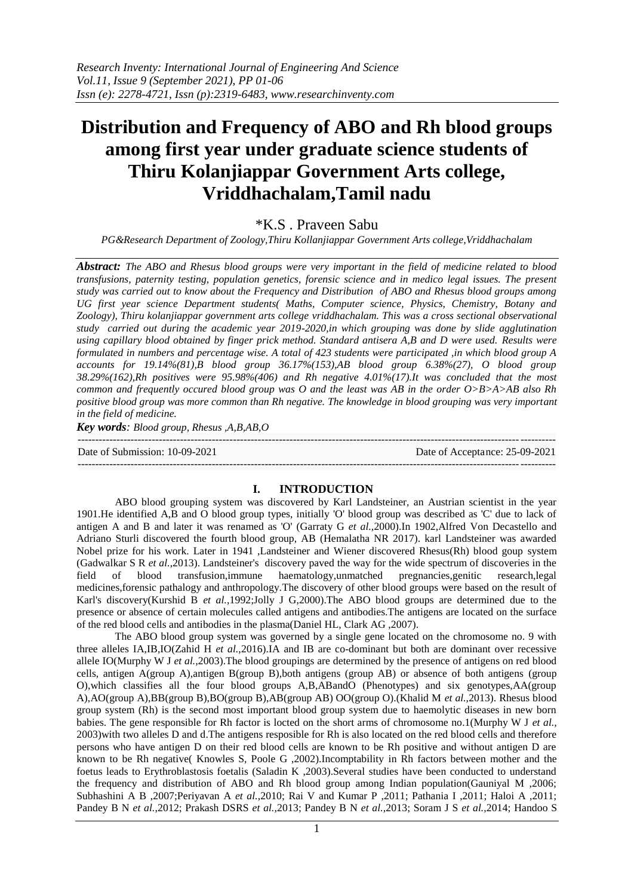# Distribution and Frequency of ABO and Rh blood groups among first year under graduate science students of Thiru Kolanjiappar Government Arts college, Vriddhachalam,Tamil nadu

\*K.S . Praveen Sabu

*PG&Research Department of Zoology,Thiru Kollanjiappar Government Arts college,Vriddhachalam*

***Abstract:*** *The ABO and Rhesus blood groups were very important in the field of medicine related to blood transfusions, paternity testing, population genetics, forensic science and in medico legal issues. The present study was carried out to know about the Frequency and Distribution of ABO and Rhesus blood groups among UG first year science Department students( Maths, Computer science, Physics, Chemistry, Botany and Zoology), Thiru kolanjiappar government arts college vriddhachalam. This was a cross sectional observational study carried out during the academic year 2019-2020,in which grouping was done by slide agglutination using capillary blood obtained by finger prick method. Standard antisera A,B and D were used. Results were formulated in numbers and percentage wise. A total of 423 students were participated ,in which blood group A accounts for 19.14%(81),B blood group 36.17%(153),AB blood group 6.38%(27), O blood group 38.29%(162),Rh positives were 95.98%(406) and Rh negative 4.01%(17).It was concluded that the most common and frequently occured blood group was O and the least was AB in the order O>B>A>AB also Rh positive blood group was more common than Rh negative. The knowledge in blood grouping was very important in the field of medicine.*

***Key words****: Blood group, Rhesus ,A,B,AB,O*

Date of Submission: 10-09-2021 | Date of Acceptance: 25-09-2021

## I. INTRODUCTION

ABO blood grouping system was discovered by Karl Landsteiner, an Austrian scientist in the year 1901.He identified A,B and O blood group types, initially 'O' blood group was described as 'C' due to lack of antigen A and B and later it was renamed as 'O' (Garraty G *et al.,*2000).In 1902,Alfred Von Decastello and Adriano Sturli discovered the fourth blood group, AB (Hemalatha NR 2017). karl Landsteiner was awarded Nobel prize for his work. Later in 1941 ,Landsteiner and Wiener discovered Rhesus(Rh) blood goup system (Gadwalkar S R *et al.,*2013). Landsteiner's discovery paved the way for the wide spectrum of discoveries in the field of blood transfusion,immune haematology,unmatched pregnancies,genitic research,legal medicines,forensic pathalogy and anthropology.The discovery of other blood groups were based on the result of Karl's discovery(Kurshid B *et al.,*1992;Jolly J G,2000).The ABO blood groups are determined due to the presence or absence of certain molecules called antigens and antibodies.The antigens are located on the surface of the red blood cells and antibodies in the plasma(Daniel HL, Clark AG ,2007).

The ABO blood group system was governed by a single gene located on the chromosome no. 9 with three alleles IA,IB,IO(Zahid H *et al.,*2016).IA and IB are co-dominant but both are dominant over recessive allele IO(Murphy W J *et al.,*2003).The blood groupings are determined by the presence of antigens on red blood cells, antigen A(group A),antigen B(group B),both antigens (group AB) or absence of both antigens (group O),which classifies all the four blood groups A,B,ABandO (Phenotypes) and six genotypes,AA(group A),AO(group A),BB(group B),BO(group B),AB(group AB) OO(group O).(Khalid M *et al.,*2013). Rhesus blood group system (Rh) is the second most important blood group system due to haemolytic diseases in new born babies. The gene responsible for Rh factor is locted on the short arms of chromosome no.1(Murphy W J *et al.,* 2003)with two alleles D and d.The antigens resposible for Rh is also located on the red blood cells and therefore persons who have antigen D on their red blood cells are known to be Rh positive and without antigen D are known to be Rh negative( Knowles S, Poole G ,2002).Incomptability in Rh factors between mother and the foetus leads to Erythroblastosis foetalis (Saladin K ,2003).Several studies have been conducted to understand the frequency and distribution of ABO and Rh blood group among Indian population(Gauniyal M ,2006; Subhashini A B ,2007;Periyavan A *et al.,*2010; Rai V and Kumar P ,2011; Pathania I ,2011; Haloi A ,2011; Pandey B N *et al.,*2012; Prakash DSRS *et al.,*2013; Pandey B N *et al.,*2013; Soram J S *et al.,*2014; Handoo S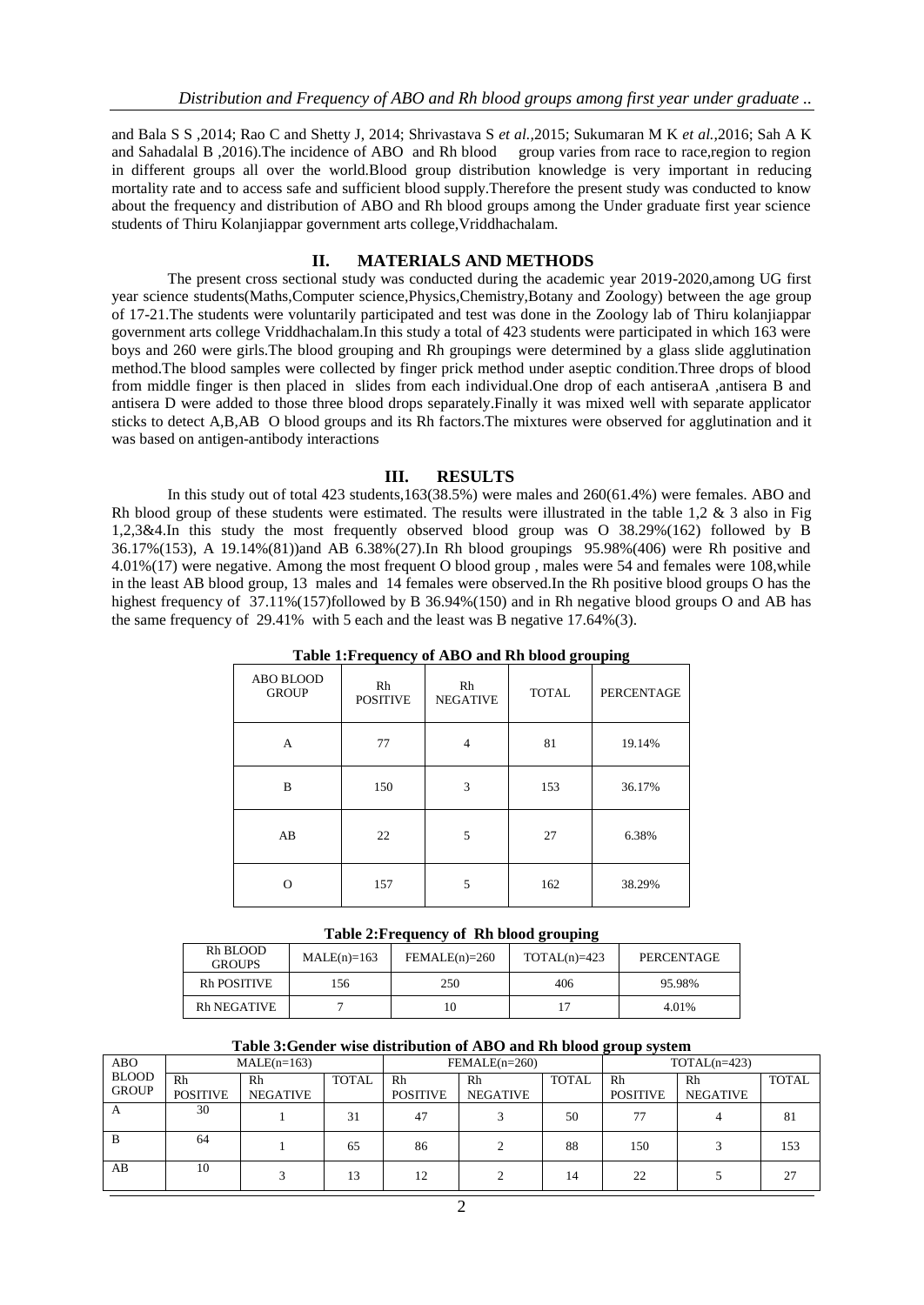and Bala S S ,2014; Rao C and Shetty J, 2014; Shrivastava S *et al.,*2015; Sukumaran M K *et al.,*2016; Sah A K and Sahadalal B ,2016).The incidence of ABO and Rh blood group varies from race to race,region to region in different groups all over the world.Blood group distribution knowledge is very important in reducing mortality rate and to access safe and sufficient blood supply.Therefore the present study was conducted to know about the frequency and distribution of ABO and Rh blood groups among the Under graduate first year science students of Thiru Kolanjiappar government arts college,Vriddhachalam.

## II. MATERIALS AND METHODS

The present cross sectional study was conducted during the academic year 2019-2020,among UG first year science students(Maths,Computer science,Physics,Chemistry,Botany and Zoology) between the age group of 17-21.The students were voluntarily participated and test was done in the Zoology lab of Thiru kolanjiappar government arts college Vriddhachalam.In this study a total of 423 students were participated in which 163 were boys and 260 were girls.The blood grouping and Rh groupings were determined by a glass slide agglutination method.The blood samples were collected by finger prick method under aseptic condition.Three drops of blood from middle finger is then placed in slides from each individual.One drop of each antiseraA ,antisera B and antisera D were added to those three blood drops separately.Finally it was mixed well with separate applicator sticks to detect A,B,AB O blood groups and its Rh factors.The mixtures were observed for agglutination and it was based on antigen-antibody interactions

## III. RESULTS

In this study out of total 423 students,163(38.5%) were males and 260(61.4%) were females. ABO and Rh blood group of these students were estimated. The results were illustrated in the table 1,2 & 3 also in Fig 1,2,3&4.In this study the most frequently observed blood group was O 38.29%(162) followed by B 36.17%(153), A 19.14%(81))and AB 6.38%(27).In Rh blood groupings 95.98%(406) were Rh positive and 4.01%(17) were negative. Among the most frequent O blood group , males were 54 and females were 108,while in the least AB blood group, 13 males and 14 females were observed.In the Rh positive blood groups O has the highest frequency of 37.11%(157)followed by B 36.94%(150) and in Rh negative blood groups O and AB has the same frequency of 29.41% with 5 each and the least was B negative 17.64%(3).

**Table 1:Frequency of ABO and Rh blood grouping**

| ABO BLOOD GROUP | Rh POSITIVE | Rh NEGATIVE | TOTAL | PERCENTAGE |
|---|---|---|---|---|
| A | 77 | 4 | 81 | 19.14% |
| B | 150 | 3 | 153 | 36.17% |
| AB | 22 | 5 | 27 | 6.38% |
| O | 157 | 5 | 162 | 38.29% |

**Table 2:Frequency of Rh blood grouping**

| Rh BLOOD GROUPS | MALE(n)=163 | FEMALE(n)=260 | TOTAL(n)=423 | PERCENTAGE |
|---|---|---|---|---|
| Rh POSITIVE | 156 | 250 | 406 | 95.98% |
| Rh NEGATIVE | 7 | 10 | 17 | 4.01% |

**Table 3:Gender wise distribution of ABO and Rh blood group system**

| ABO BLOOD GROUP | MALE(n=163) | | | FEMALE(n=260) | | | TOTAL(n=423) | | |
|---|---|---|---|---|---|---|---|---|---|
| | Rh POSITIVE | Rh NEGATIVE | TOTAL | Rh POSITIVE | Rh NEGATIVE | TOTAL | Rh POSITIVE | Rh NEGATIVE | TOTAL |
| A | 30 | 1 | 31 | 47 | 3 | 50 | 77 | 4 | 81 |
| B | 64 | 1 | 65 | 86 | 2 | 88 | 150 | 3 | 153 |
| AB | 10 | 3 | 13 | 12 | 2 | 14 | 22 | 5 | 27 |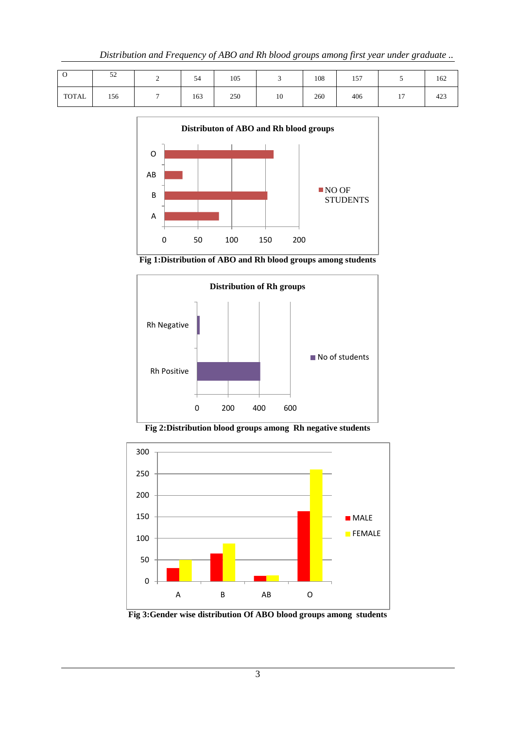| O | 52 | 2 | 54 | 105 | 3 | 108 | 157 | 5 | 162 |
|---|---|---|---|---|---|---|---|---|---|
| TOTAL | 156 | 7 | 163 | 250 | 10 | 260 | 406 | 17 | 423 |

**Fig 1:Distribution of ABO and Rh blood groups among students**

**Fig 2:Distribution blood groups among Rh negative students**

**Fig 3:Gender wise distribution Of ABO blood groups among students**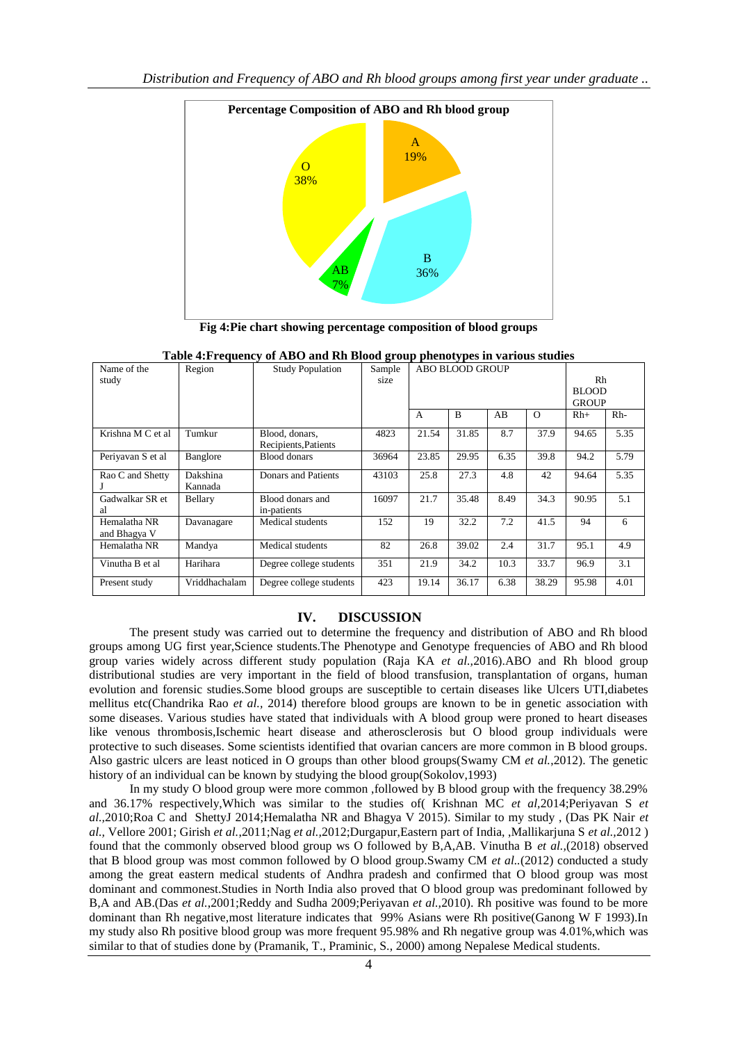**Percentage Composition of ABO and Rh blood group**

O 38%, A 19%, B 36%, AB 7%

**Fig 4:Pie chart showing percentage composition of blood groups**

**Table 4:Frequency of ABO and Rh Blood group phenotypes in various studies**

| Name of the study | Region | Study Population | Sample size | ABO BLOOD GROUP | | | | Rh BLOOD GROUP | |
|---|---|---|---|---|---|---|---|---|---|
| | | | | A | B | AB | O | Rh+ | Rh- |
| Krishna M C et al | Tumkur | Blood, donars, Recipients,Patients | 4823 | 21.54 | 31.85 | 8.7 | 37.9 | 94.65 | 5.35 |
| Periyavan S et al | Banglore | Blood donars | 36964 | 23.85 | 29.95 | 6.35 | 39.8 | 94.2 | 5.79 |
| Rao C and Shetty J | Dakshina Kannada | Donars and Patients | 43103 | 25.8 | 27.3 | 4.8 | 42 | 94.64 | 5.35 |
| Gadwalkar SR et al | Bellary | Blood donars and in-patients | 16097 | 21.7 | 35.48 | 8.49 | 34.3 | 90.95 | 5.1 |
| Hemalatha NR and Bhagya V | Davanagare | Medical students | 152 | 19 | 32.2 | 7.2 | 41.5 | 94 | 6 |
| Hemalatha NR | Mandya | Medical students | 82 | 26.8 | 39.02 | 2.4 | 31.7 | 95.1 | 4.9 |
| Vinutha B et al | Harihara | Degree college students | 351 | 21.9 | 34.2 | 10.3 | 33.7 | 96.9 | 3.1 |
| Present study | Vriddhachalam | Degree college students | 423 | 19.14 | 36.17 | 6.38 | 38.29 | 95.98 | 4.01 |

## IV. DISCUSSION

The present study was carried out to determine the frequency and distribution of ABO and Rh blood groups among UG first year,Science students.The Phenotype and Genotype frequencies of ABO and Rh blood group varies widely across different study population (Raja KA *et al.*,2016).ABO and Rh blood group distributional studies are very important in the field of blood transfusion, transplantation of organs, human evolution and forensic studies.Some blood groups are susceptible to certain diseases like Ulcers UTI,diabetes mellitus etc(Chandrika Rao *et al.,* 2014) therefore blood groups are known to be in genetic association with some diseases. Various studies have stated that individuals with A blood group were proned to heart diseases like venous thrombosis,Ischemic heart disease and atherosclerosis but O blood group individuals were protective to such diseases. Some scientists identified that ovarian cancers are more common in B blood groups. Also gastric ulcers are least noticed in O groups than other blood groups(Swamy CM *et al.*,2012). The genetic history of an individual can be known by studying the blood group(Sokolov,1993)

In my study O blood group were more common ,followed by B blood group with the frequency 38.29% and 36.17% respectively,Which was similar to the studies of( Krishnan MC *et al*,2014;Periyavan S *et al.*,2010;Roa C and ShettyJ 2014;Hemalatha NR and Bhagya V 2015). Similar to my study , (Das PK Nair *et al.,* Vellore 2001; Girish *et al.*,2011;Nag *et al.*,2012;Durgapur,Eastern part of India, ,Mallikarjuna S *et al.*,2012 ) found that the commonly observed blood group ws O followed by B,A,AB. Vinutha B *et al.*,(2018) observed that B blood group was most common followed by O blood group.Swamy CM *et al.*.(2012) conducted a study among the great eastern medical students of Andhra pradesh and confirmed that O blood group was most dominant and commonest.Studies in North India also proved that O blood group was predominant followed by B,A and AB.(Das *et al.*,2001;Reddy and Sudha 2009;Periyavan *et al.*,2010). Rh positive was found to be more dominant than Rh negative,most literature indicates that 99% Asians were Rh positive(Ganong W F 1993).In my study also Rh positive blood group was more frequent 95.98% and Rh negative group was 4.01%,which was similar to that of studies done by (Pramanik, T., Praminic, S., 2000) among Nepalese Medical students.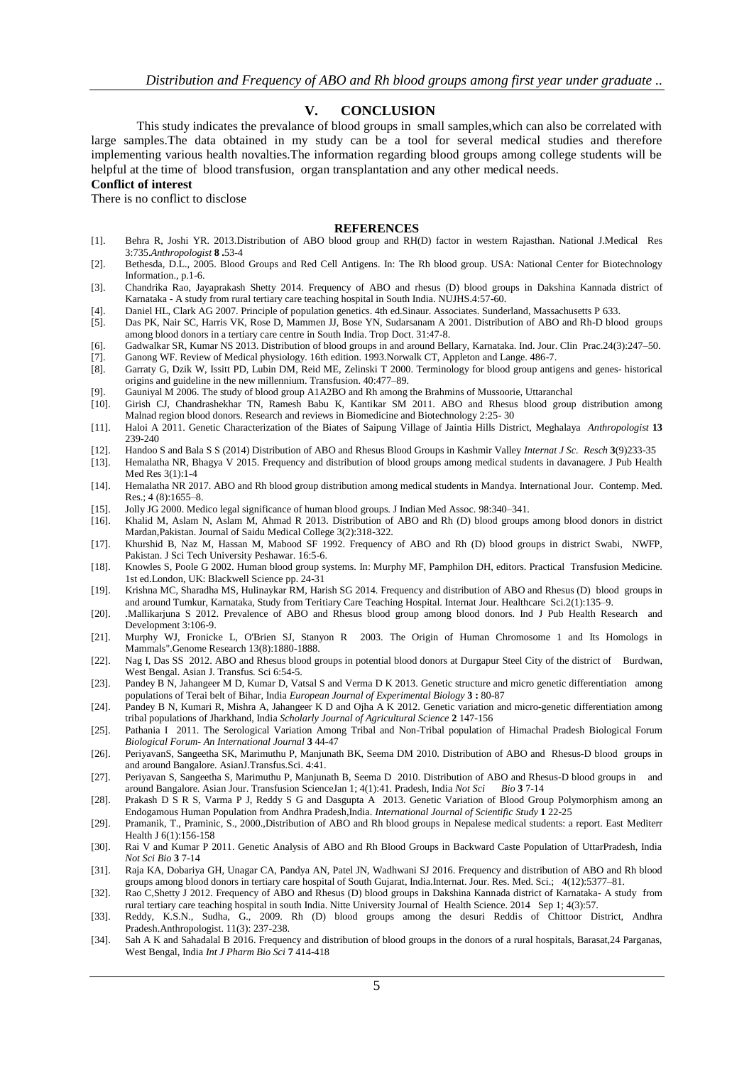## V. CONCLUSION

This study indicates the prevalance of blood groups in small samples,which can also be correlated with large samples.The data obtained in my study can be a tool for several medical studies and therefore implementing various health novalties.The information regarding blood groups among college students will be helpful at the time of blood transfusion, organ transplantation and any other medical needs.

**Conflict of interest**

There is no conflict to disclose

## REFERENCES

[1]. Behra R, Joshi YR. 2013.Distribution of ABO blood group and RH(D) factor in western Rajasthan. National J.Medical Res 3:735.*Anthropologist* **8** .53-4

[2]. Bethesda, D.L., 2005. Blood Groups and Red Cell Antigens. In: The Rh blood group. USA: National Center for Biotechnology Information., p.1-6.

[3]. Chandrika Rao, Jayaprakash Shetty 2014. Frequency of ABO and rhesus (D) blood groups in Dakshina Kannada district of Karnataka - A study from rural tertiary care teaching hospital in South India. NUJHS.4:57-60.

[4]. Daniel HL, Clark AG 2007. Principle of population genetics. 4th ed.Sinaur. Associates. Sunderland, Massachusetts P 633.

[5]. Das PK, Nair SC, Harris VK, Rose D, Mammen JJ, Bose YN, Sudarsanam A 2001. Distribution of ABO and Rh-D blood groups among blood donors in a tertiary care centre in South India. Trop Doct. 31:47-8.

[6]. Gadwalkar SR, Kumar NS 2013. Distribution of blood groups in and around Bellary, Karnataka. Ind. Jour. Clin Prac.24(3):247–50.

[7]. Ganong WF. Review of Medical physiology. 16th edition. 1993.Norwalk CT, Appleton and Lange. 486-7.

[8]. Garraty G, Dzik W, Issitt PD, Lubin DM, Reid ME, Zelinski T 2000. Terminology for blood group antigens and genes- historical origins and guideline in the new millennium. Transfusion. 40:477–89.

[9]. Gauniyal M 2006. The study of blood group A1A2BO and Rh among the Brahmins of Mussoorie, Uttaranchal

[10]. Girish CJ, Chandrashekhar TN, Ramesh Babu K, Kantikar SM 2011. ABO and Rhesus blood group distribution among Malnad region blood donors. Research and reviews in Biomedicine and Biotechnology 2:25- 30

[11]. Haloi A 2011. Genetic Characterization of the Biates of Saipung Village of Jaintia Hills District, Meghalaya *Anthropologist* **13** 239-240

[12]. Handoo S and Bala S S (2014) Distribution of ABO and Rhesus Blood Groups in Kashmir Valley *Internat J Sc. Resch* **3**(9)233-35

[13]. Hemalatha NR, Bhagya V 2015. Frequency and distribution of blood groups among medical students in davanagere. J Pub Health Med Res 3(1):1-4

[14]. Hemalatha NR 2017. ABO and Rh blood group distribution among medical students in Mandya. International Jour. Contemp. Med. Res.; 4 (8):1655–8.

[15]. Jolly JG 2000. Medico legal significance of human blood groups. J Indian Med Assoc. 98:340–341.

[16]. Khalid M, Aslam N, Aslam M, Ahmad R 2013. Distribution of ABO and Rh (D) blood groups among blood donors in district Mardan,Pakistan. Journal of Saidu Medical College 3(2):318-322.

[17]. Khurshid B, Naz M, Hassan M, Mabood SF 1992. Frequency of ABO and Rh (D) blood groups in district Swabi, NWFP, Pakistan. J Sci Tech University Peshawar. 16:5-6.

[18]. Knowles S, Poole G 2002. Human blood group systems. In: Murphy MF, Pamphilon DH, editors. Practical Transfusion Medicine. 1st ed.London, UK: Blackwell Science pp. 24-31

[19]. Krishna MC, Sharadha MS, Hulinaykar RM, Harish SG 2014. Frequency and distribution of ABO and Rhesus (D) blood groups in and around Tumkur, Karnataka, Study from Teritiary Care Teaching Hospital. Internat Jour. Healthcare Sci.2(1):135–9.

[20]. .Mallikarjuna S 2012. Prevalence of ABO and Rhesus blood group among blood donors. Ind J Pub Health Research and Development 3:106-9.

[21]. Murphy WJ, Fronicke L, O'Brien SJ, Stanyon R 2003. The Origin of Human Chromosome 1 and Its Homologs in Mammals".Genome Research 13(8):1880-1888.

[22]. Nag I, Das SS 2012. ABO and Rhesus blood groups in potential blood donors at Durgapur Steel City of the district of Burdwan, West Bengal. Asian J. Transfus. Sci 6:54-5.

[23]. Pandey B N, Jahangeer M D, Kumar D, Vatsal S and Verma D K 2013. Genetic structure and micro genetic differentiation among populations of Terai belt of Bihar, India *European Journal of Experimental Biology* **3 :** 80-87

[24]. Pandey B N, Kumari R, Mishra A, Jahangeer K D and Ojha A K 2012. Genetic variation and micro-genetic differentiation among tribal populations of Jharkhand, India *Scholarly Journal of Agricultural Science* **2** 147-156

[25]. Pathania I 2011. The Serological Variation Among Tribal and Non-Tribal population of Himachal Pradesh Biological Forum *Biological Forum- An International Journal* **3** 44-47

[26]. PeriyavanS, Sangeetha SK, Marimuthu P, Manjunath BK, Seema DM 2010. Distribution of ABO and Rhesus-D blood groups in and around Bangalore. AsianJ.Transfus.Sci. 4:41.

[27]. Periyavan S, Sangeetha S, Marimuthu P, Manjunath B, Seema D 2010. Distribution of ABO and Rhesus-D blood groups in and around Bangalore. Asian Jour. Transfusion ScienceJan 1; 4(1):41. Pradesh, India *Not Sci Bio* **3** 7-14

[28]. Prakash D S R S, Varma P J, Reddy S G and Dasgupta A 2013. Genetic Variation of Blood Group Polymorphism among an Endogamous Human Population from Andhra Pradesh,India. *International Journal of Scientific Study* **1** 22-25

[29]. Pramanik, T., Praminic, S., 2000.,Distribution of ABO and Rh blood groups in Nepalese medical students: a report. East Mediterr Health J 6(1):156-158

[30]. Rai V and Kumar P 2011. Genetic Analysis of ABO and Rh Blood Groups in Backward Caste Population of UttarPradesh, India *Not Sci Bio* **3** 7-14

[31]. Raja KA, Dobariya GH, Unagar CA, Pandya AN, Patel JN, Wadhwani SJ 2016. Frequency and distribution of ABO and Rh blood groups among blood donors in tertiary care hospital of South Gujarat, India.Internat. Jour. Res. Med. Sci.; 4(12):5377–81.

[32]. Rao C,Shetty J 2012. Frequency of ABO and Rhesus (D) blood groups in Dakshina Kannada district of Karnataka- A study from rural tertiary care teaching hospital in south India. Nitte University Journal of Health Science. 2014 Sep 1; 4(3):57.

[33]. Reddy, K.S.N., Sudha, G., 2009. Rh (D) blood groups among the desuri Reddis of Chittoor District, Andhra Pradesh.Anthropologist. 11(3): 237-238.

[34]. Sah A K and Sahadalal B 2016. Frequency and distribution of blood groups in the donors of a rural hospitals, Barasat,24 Parganas, West Bengal, India *Int J Pharm Bio Sci* **7** 414-418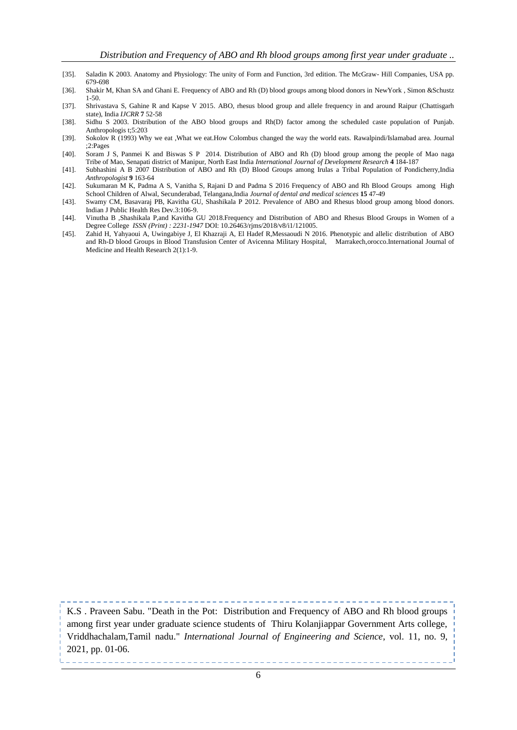[35]. Saladin K 2003. Anatomy and Physiology: The unity of Form and Function, 3rd edition. The McGraw- Hill Companies, USA pp. 679-698

[36]. Shakir M, Khan SA and Ghani E. Frequency of ABO and Rh (D) blood groups among blood donors in NewYork , Simon &Schustz 1-50.

[37]. Shrivastava S, Gahine R and Kapse V 2015. ABO, rhesus blood group and allele frequency in and around Raipur (Chattisgarh state), India *IJCRR* **7** 52-58

[38]. Sidhu S 2003. Distribution of the ABO blood groups and Rh(D) factor among the scheduled caste population of Punjab. Anthropologis t;5:203

[39]. Sokolov R (1993) Why we eat ,What we eat.How Colombus changed the way the world eats. Rawalpindi/Islamabad area. Journal ;2:Pages

[40]. Soram J S, Panmei K and Biswas S P 2014. Distribution of ABO and Rh (D) blood group among the people of Mao naga Tribe of Mao, Senapati district of Manipur, North East India *International Journal of Development Research* **4** 184-187

[41]. Subhashini A B 2007 Distribution of ABO and Rh (D) Blood Groups among Irulas a Tribal Population of Pondicherry,India *Anthropologist* **9** 163-64

[42]. Sukumaran M K, Padma A S, Vanitha S, Rajani D and Padma S 2016 Frequency of ABO and Rh Blood Groups among High School Children of Alwal, Secunderabad, Telangana,India *Journal of dental and medical sciences* **15** 47-49

[43]. Swamy CM, Basavaraj PB, Kavitha GU, Shashikala P 2012. Prevalence of ABO and Rhesus blood group among blood donors. Indian J Public Health Res Dev.3:106-9.

[44]. Vinutha B ,Shashikala P,and Kavitha GU 2018.Frequency and Distribution of ABO and Rhesus Blood Groups in Women of a Degree College *ISSN (Print) : 2231-1947* DOI: 10.26463/rjms/2018/v8/i1/121005.

[45]. Zahid H, Yahyaoui A, Uwingabiye J, El Khazraji A, El Hadef R,Messaoudi N 2016. Phenotypic and allelic distribution of ABO and Rh-D blood Groups in Blood Transfusion Center of Avicenna Military Hospital, Marrakech,orocco.International Journal of Medicine and Health Research 2(1):1-9.

K.S . Praveen Sabu. "Death in the Pot: Distribution and Frequency of ABO and Rh blood groups among first year under graduate science students of Thiru Kolanjiappar Government Arts college, Vriddhachalam,Tamil nadu." *International Journal of Engineering and Science*, vol. 11, no. 9, 2021, pp. 01-06.